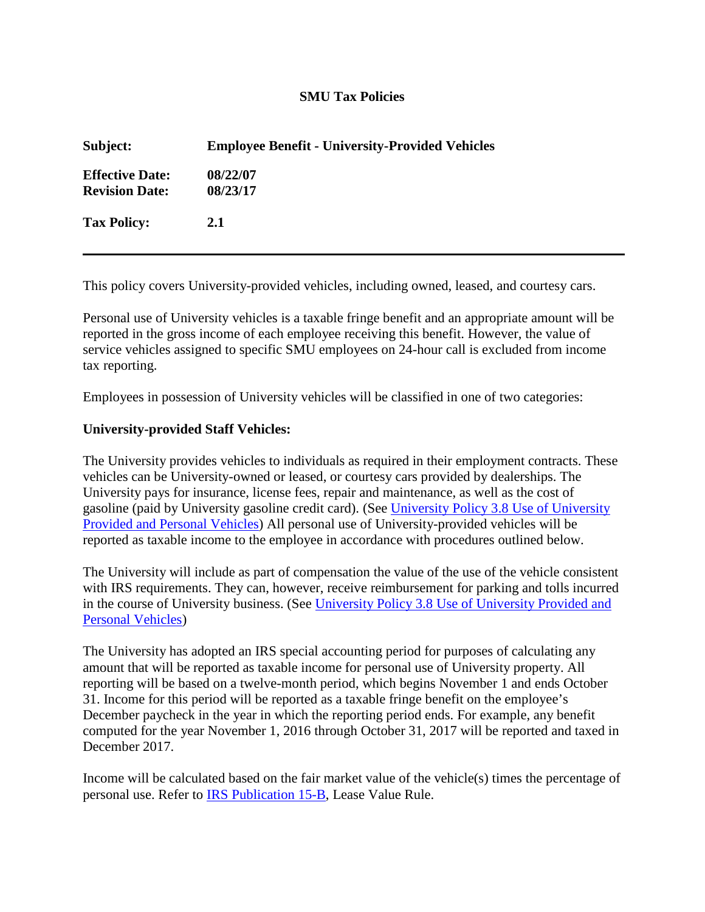# SMU Tax Policies

**Subject:** **Employee Benefit - University-Provided Vehicles**

**Effective Date:** **08/22/07**
**Revision Date:** **08/23/17**

**Tax Policy:** **2.1**

---

This policy covers University-provided vehicles, including owned, leased, and courtesy cars.

Personal use of University vehicles is a taxable fringe benefit and an appropriate amount will be reported in the gross income of each employee receiving this benefit. However, the value of service vehicles assigned to specific SMU employees on 24-hour call is excluded from income tax reporting.

Employees in possession of University vehicles will be classified in one of two categories:

**University-provided Staff Vehicles:**

The University provides vehicles to individuals as required in their employment contracts. These vehicles can be University-owned or leased, or courtesy cars provided by dealerships. The University pays for insurance, license fees, repair and maintenance, as well as the cost of gasoline (paid by University gasoline credit card). (See University Policy 3.8 Use of University Provided and Personal Vehicles) All personal use of University-provided vehicles will be reported as taxable income to the employee in accordance with procedures outlined below.

The University will include as part of compensation the value of the use of the vehicle consistent with IRS requirements. They can, however, receive reimbursement for parking and tolls incurred in the course of University business. (See University Policy 3.8 Use of University Provided and Personal Vehicles)

The University has adopted an IRS special accounting period for purposes of calculating any amount that will be reported as taxable income for personal use of University property. All reporting will be based on a twelve-month period, which begins November 1 and ends October 31. Income for this period will be reported as a taxable fringe benefit on the employee's December paycheck in the year in which the reporting period ends. For example, any benefit computed for the year November 1, 2016 through October 31, 2017 will be reported and taxed in December 2017.

Income will be calculated based on the fair market value of the vehicle(s) times the percentage of personal use. Refer to IRS Publication 15-B, Lease Value Rule.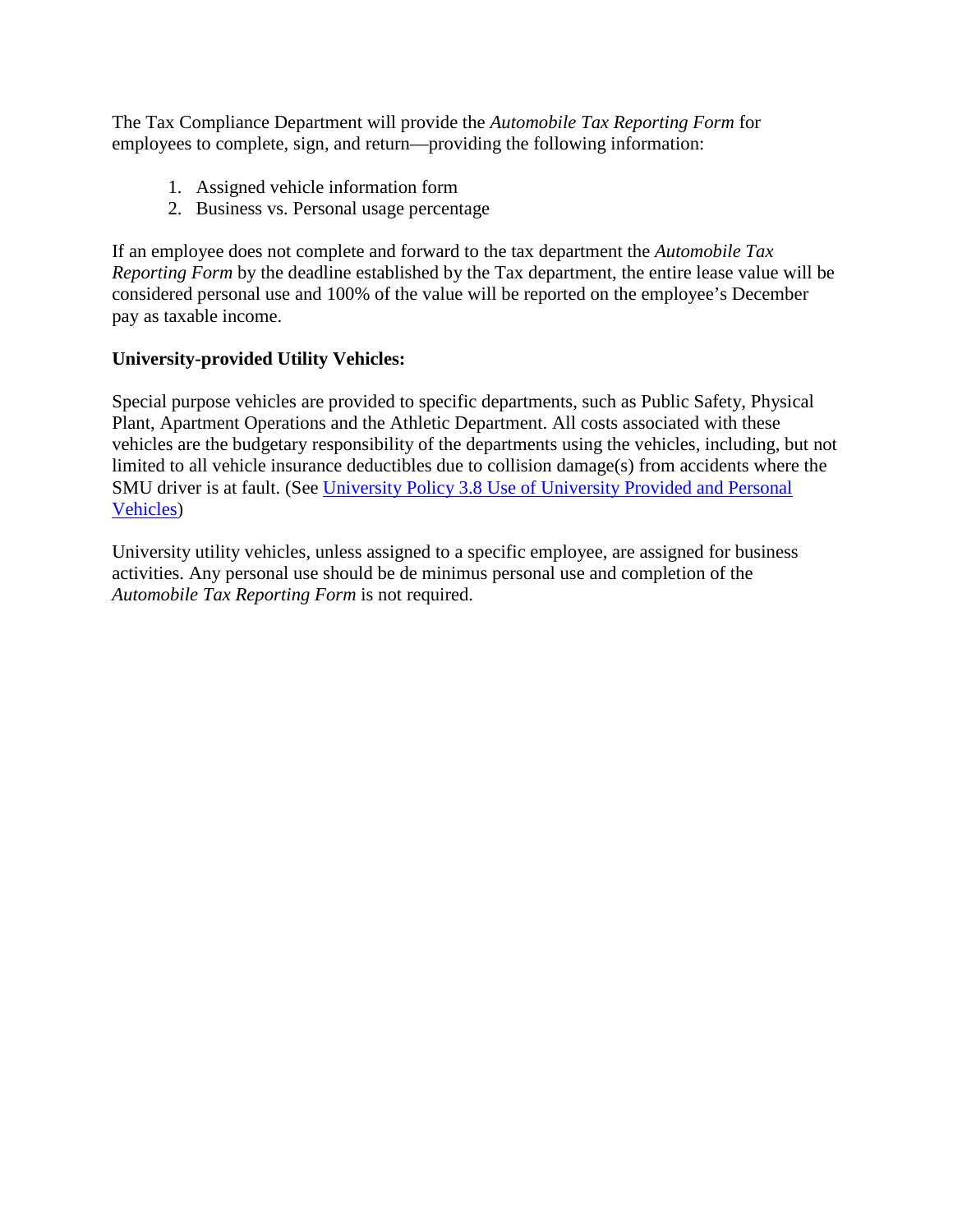The Tax Compliance Department will provide the *Automobile Tax Reporting Form* for employees to complete, sign, and return—providing the following information:

1. Assigned vehicle information form
2. Business vs. Personal usage percentage

If an employee does not complete and forward to the tax department the *Automobile Tax Reporting Form* by the deadline established by the Tax department, the entire lease value will be considered personal use and 100% of the value will be reported on the employee's December pay as taxable income.

**University-provided Utility Vehicles:**

Special purpose vehicles are provided to specific departments, such as Public Safety, Physical Plant, Apartment Operations and the Athletic Department. All costs associated with these vehicles are the budgetary responsibility of the departments using the vehicles, including, but not limited to all vehicle insurance deductibles due to collision damage(s) from accidents where the SMU driver is at fault. (See University Policy 3.8 Use of University Provided and Personal Vehicles)

University utility vehicles, unless assigned to a specific employee, are assigned for business activities. Any personal use should be de minimus personal use and completion of the *Automobile Tax Reporting Form* is not required.